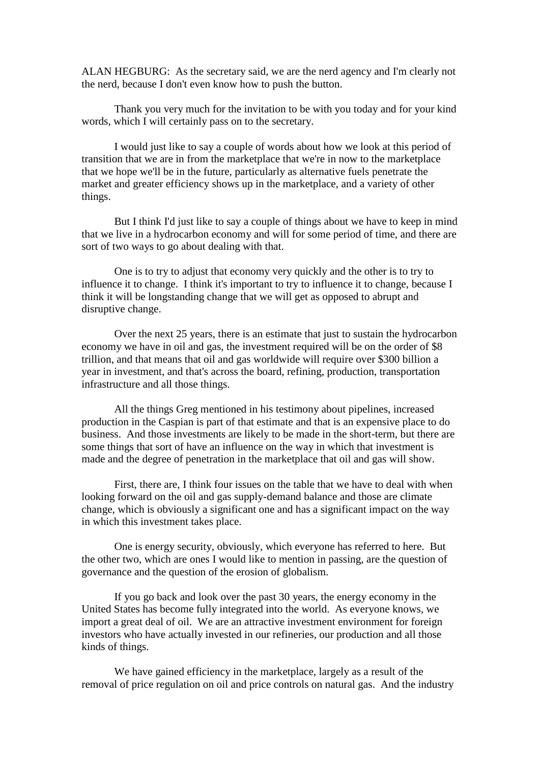ALAN HEGBURG: As the secretary said, we are the nerd agency and I'm clearly not the nerd, because I don't even know how to push the button.

Thank you very much for the invitation to be with you today and for your kind words, which I will certainly pass on to the secretary.

I would just like to say a couple of words about how we look at this period of transition that we are in from the marketplace that we're in now to the marketplace that we hope we'll be in the future, particularly as alternative fuels penetrate the market and greater efficiency shows up in the marketplace, and a variety of other things.

But I think I'd just like to say a couple of things about we have to keep in mind that we live in a hydrocarbon economy and will for some period of time, and there are sort of two ways to go about dealing with that.

One is to try to adjust that economy very quickly and the other is to try to influence it to change. I think it's important to try to influence it to change, because I think it will be longstanding change that we will get as opposed to abrupt and disruptive change.

Over the next 25 years, there is an estimate that just to sustain the hydrocarbon economy we have in oil and gas, the investment required will be on the order of $8 trillion, and that means that oil and gas worldwide will require over $300 billion a year in investment, and that's across the board, refining, production, transportation infrastructure and all those things.

All the things Greg mentioned in his testimony about pipelines, increased production in the Caspian is part of that estimate and that is an expensive place to do business. And those investments are likely to be made in the short-term, but there are some things that sort of have an influence on the way in which that investment is made and the degree of penetration in the marketplace that oil and gas will show.

First, there are, I think four issues on the table that we have to deal with when looking forward on the oil and gas supply-demand balance and those are climate change, which is obviously a significant one and has a significant impact on the way in which this investment takes place.

One is energy security, obviously, which everyone has referred to here. But the other two, which are ones I would like to mention in passing, are the question of governance and the question of the erosion of globalism.

If you go back and look over the past 30 years, the energy economy in the United States has become fully integrated into the world. As everyone knows, we import a great deal of oil. We are an attractive investment environment for foreign investors who have actually invested in our refineries, our production and all those kinds of things.

We have gained efficiency in the marketplace, largely as a result of the removal of price regulation on oil and price controls on natural gas. And the industry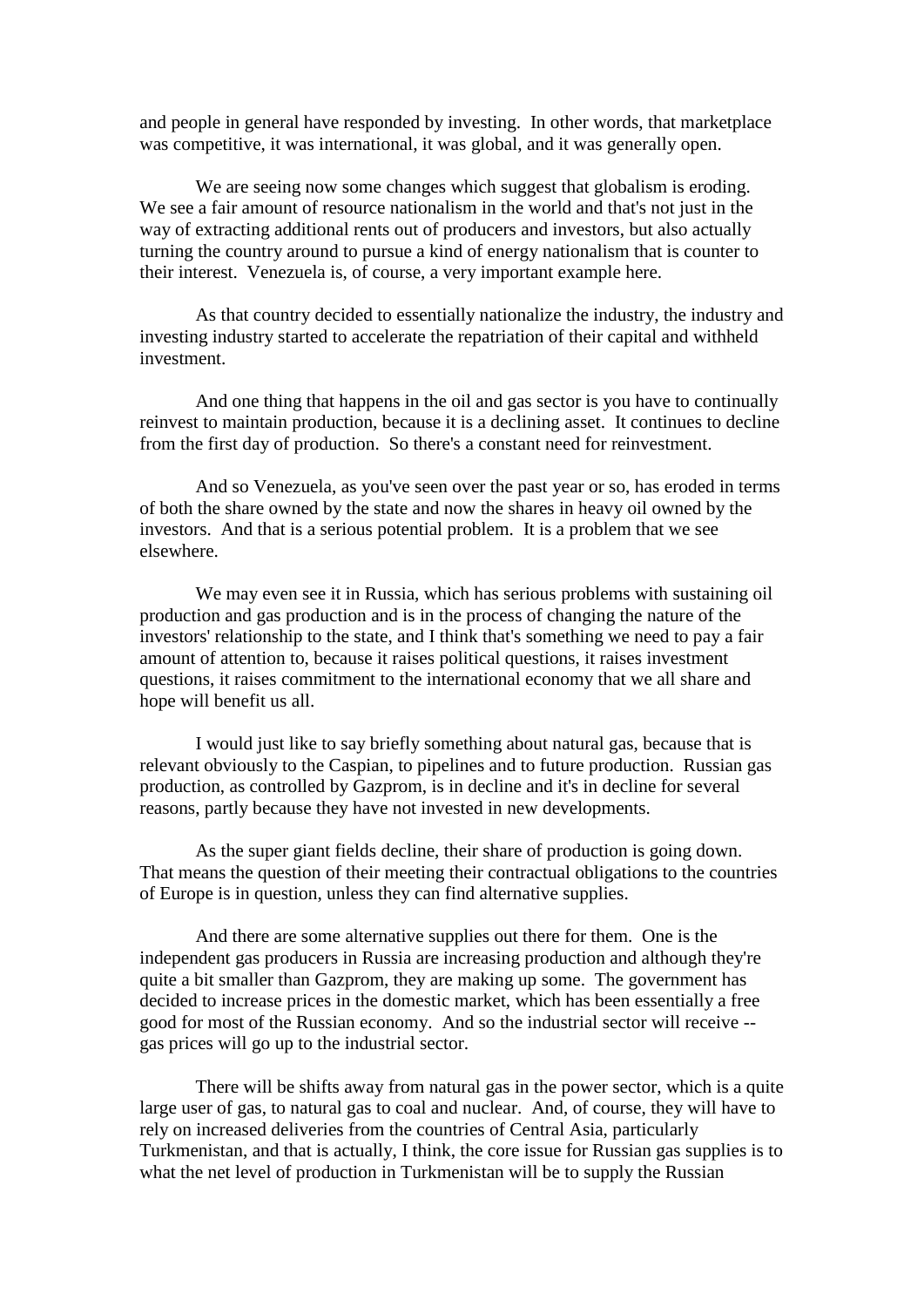and people in general have responded by investing. In other words, that marketplace was competitive, it was international, it was global, and it was generally open.

We are seeing now some changes which suggest that globalism is eroding. We see a fair amount of resource nationalism in the world and that's not just in the way of extracting additional rents out of producers and investors, but also actually turning the country around to pursue a kind of energy nationalism that is counter to their interest. Venezuela is, of course, a very important example here.

As that country decided to essentially nationalize the industry, the industry and investing industry started to accelerate the repatriation of their capital and withheld investment.

And one thing that happens in the oil and gas sector is you have to continually reinvest to maintain production, because it is a declining asset. It continues to decline from the first day of production. So there's a constant need for reinvestment.

And so Venezuela, as you've seen over the past year or so, has eroded in terms of both the share owned by the state and now the shares in heavy oil owned by the investors. And that is a serious potential problem. It is a problem that we see elsewhere.

We may even see it in Russia, which has serious problems with sustaining oil production and gas production and is in the process of changing the nature of the investors' relationship to the state, and I think that's something we need to pay a fair amount of attention to, because it raises political questions, it raises investment questions, it raises commitment to the international economy that we all share and hope will benefit us all.

I would just like to say briefly something about natural gas, because that is relevant obviously to the Caspian, to pipelines and to future production. Russian gas production, as controlled by Gazprom, is in decline and it's in decline for several reasons, partly because they have not invested in new developments.

As the super giant fields decline, their share of production is going down. That means the question of their meeting their contractual obligations to the countries of Europe is in question, unless they can find alternative supplies.

And there are some alternative supplies out there for them. One is the independent gas producers in Russia are increasing production and although they're quite a bit smaller than Gazprom, they are making up some. The government has decided to increase prices in the domestic market, which has been essentially a free good for most of the Russian economy. And so the industrial sector will receive -- gas prices will go up to the industrial sector.

There will be shifts away from natural gas in the power sector, which is a quite large user of gas, to natural gas to coal and nuclear. And, of course, they will have to rely on increased deliveries from the countries of Central Asia, particularly Turkmenistan, and that is actually, I think, the core issue for Russian gas supplies is to what the net level of production in Turkmenistan will be to supply the Russian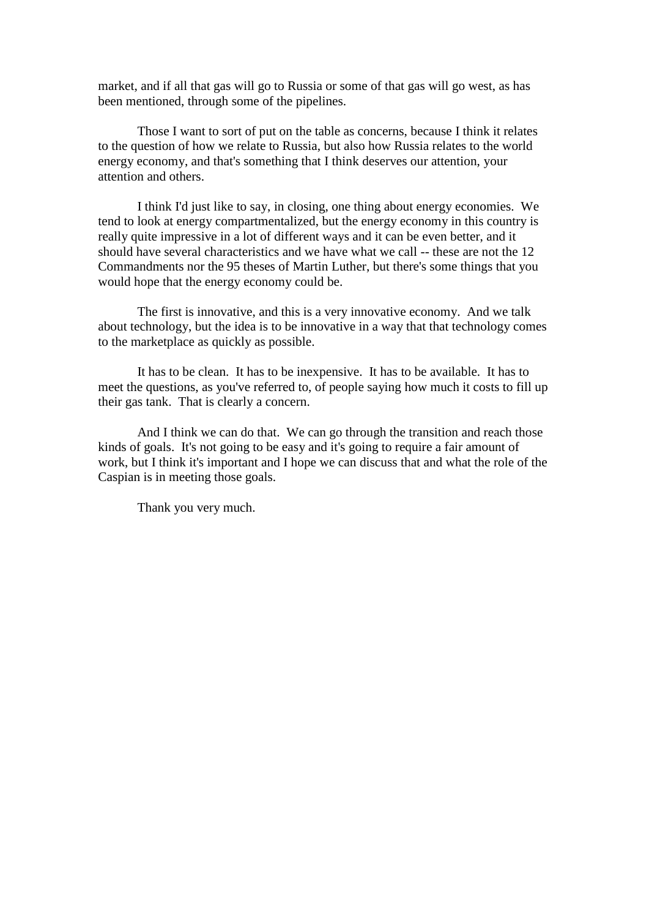market, and if all that gas will go to Russia or some of that gas will go west, as has been mentioned, through some of the pipelines.

Those I want to sort of put on the table as concerns, because I think it relates to the question of how we relate to Russia, but also how Russia relates to the world energy economy, and that's something that I think deserves our attention, your attention and others.

I think I'd just like to say, in closing, one thing about energy economies. We tend to look at energy compartmentalized, but the energy economy in this country is really quite impressive in a lot of different ways and it can be even better, and it should have several characteristics and we have what we call -- these are not the 12 Commandments nor the 95 theses of Martin Luther, but there's some things that you would hope that the energy economy could be.

The first is innovative, and this is a very innovative economy. And we talk about technology, but the idea is to be innovative in a way that that technology comes to the marketplace as quickly as possible.

It has to be clean. It has to be inexpensive. It has to be available. It has to meet the questions, as you've referred to, of people saying how much it costs to fill up their gas tank. That is clearly a concern.

And I think we can do that. We can go through the transition and reach those kinds of goals. It's not going to be easy and it's going to require a fair amount of work, but I think it's important and I hope we can discuss that and what the role of the Caspian is in meeting those goals.

Thank you very much.